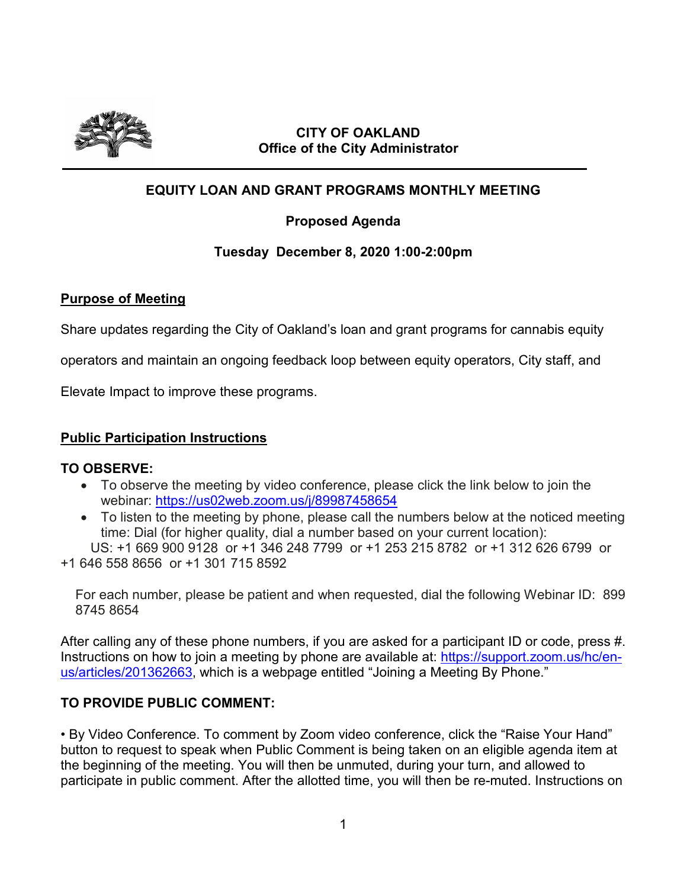**CITY OF OAKLAND**
**Office of the City Administrator**

# EQUITY LOAN AND GRANT PROGRAMS MONTHLY MEETING

**Proposed Agenda**

**Tuesday December 8, 2020 1:00-2:00pm**

## Purpose of Meeting

Share updates regarding the City of Oakland's loan and grant programs for cannabis equity operators and maintain an ongoing feedback loop between equity operators, City staff, and Elevate Impact to improve these programs.

## Public Participation Instructions

**TO OBSERVE:**

- To observe the meeting by video conference, please click the link below to join the webinar: https://us02web.zoom.us/j/89987458654
- To listen to the meeting by phone, please call the numbers below at the noticed meeting time: Dial (for higher quality, dial a number based on your current location):
  US: +1 669 900 9128 or +1 346 248 7799 or +1 253 215 8782 or +1 312 626 6799 or +1 646 558 8656 or +1 301 715 8592

  For each number, please be patient and when requested, dial the following Webinar ID: 899 8745 8654

After calling any of these phone numbers, if you are asked for a participant ID or code, press #. Instructions on how to join a meeting by phone are available at: https://support.zoom.us/hc/en-us/articles/201362663, which is a webpage entitled "Joining a Meeting By Phone."

**TO PROVIDE PUBLIC COMMENT:**

• By Video Conference. To comment by Zoom video conference, click the "Raise Your Hand" button to request to speak when Public Comment is being taken on an eligible agenda item at the beginning of the meeting. You will then be unmuted, during your turn, and allowed to participate in public comment. After the allotted time, you will then be re-muted. Instructions on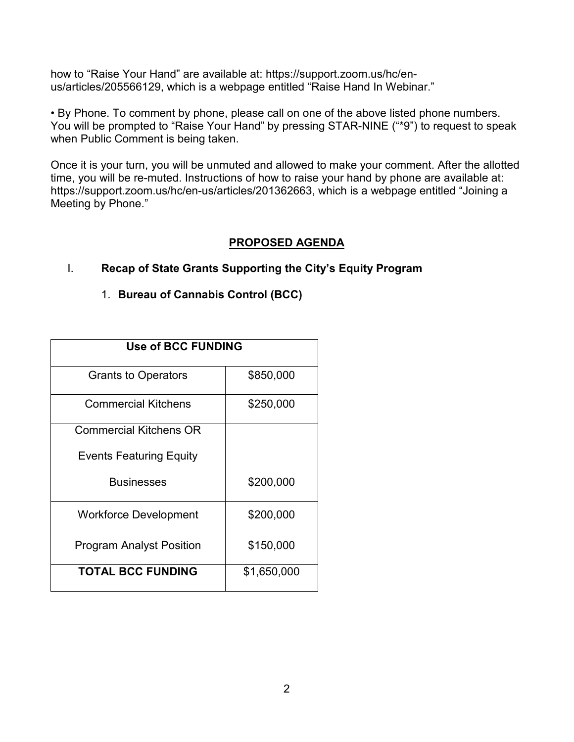how to "Raise Your Hand" are available at: https://support.zoom.us/hc/en-us/articles/205566129, which is a webpage entitled "Raise Hand In Webinar."

• By Phone. To comment by phone, please call on one of the above listed phone numbers. You will be prompted to "Raise Your Hand" by pressing STAR-NINE ("*9") to request to speak when Public Comment is being taken.

Once it is your turn, you will be unmuted and allowed to make your comment. After the allotted time, you will be re-muted. Instructions of how to raise your hand by phone are available at: https://support.zoom.us/hc/en-us/articles/201362663, which is a webpage entitled "Joining a Meeting by Phone."

## PROPOSED AGENDA

I. **Recap of State Grants Supporting the City's Equity Program**

1. **Bureau of Cannabis Control (BCC)**

| **Use of BCC FUNDING** | |
|---|---|
| Grants to Operators | $850,000 |
| Commercial Kitchens | $250,000 |
| Commercial Kitchens OR Events Featuring Equity Businesses | $200,000 |
| Workforce Development | $200,000 |
| Program Analyst Position | $150,000 |
| **TOTAL BCC FUNDING** | $1,650,000 |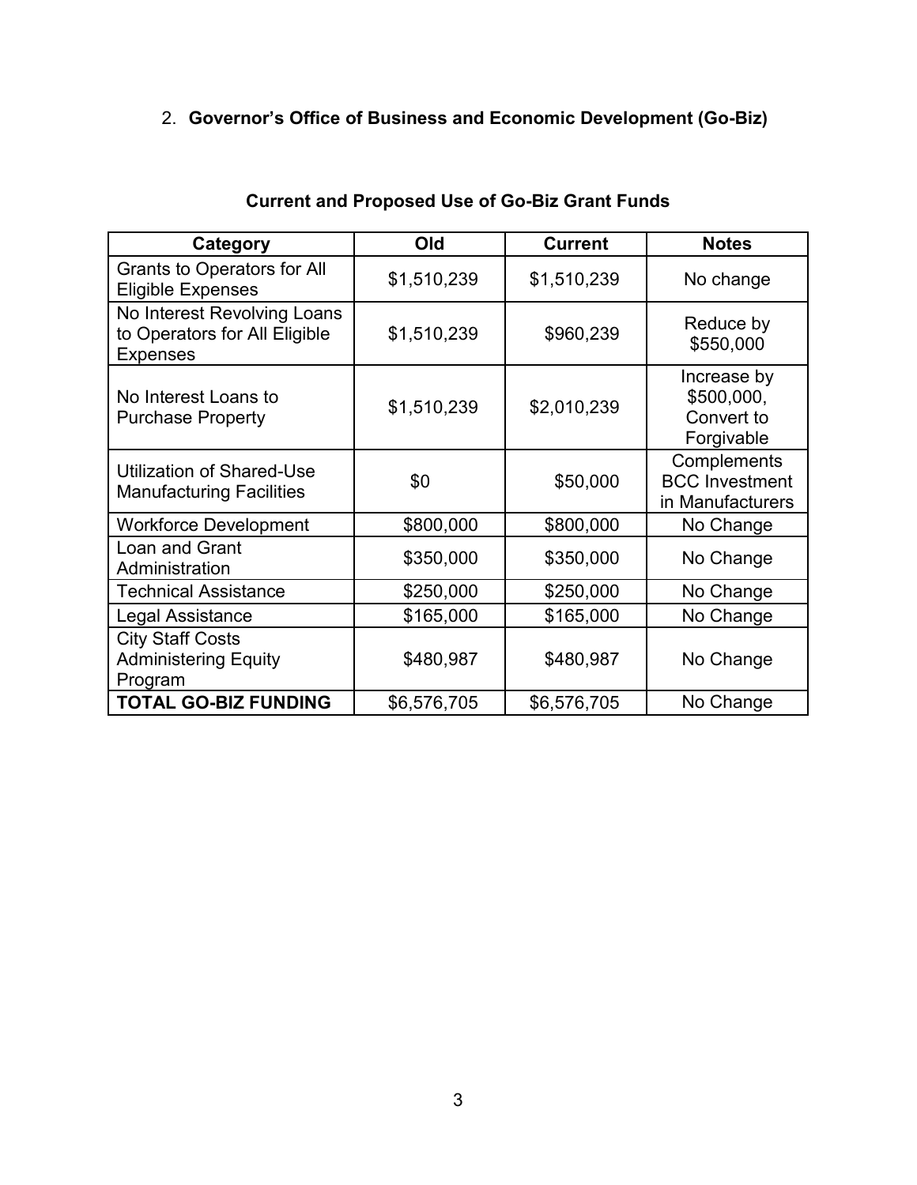2. **Governor's Office of Business and Economic Development (Go-Biz)**

**Current and Proposed Use of Go-Biz Grant Funds**

| Category | Old | Current | Notes |
|---|---|---|---|
| Grants to Operators for All Eligible Expenses | $1,510,239 | $1,510,239 | No change |
| No Interest Revolving Loans to Operators for All Eligible Expenses | $1,510,239 | $960,239 | Reduce by $550,000 |
| No Interest Loans to Purchase Property | $1,510,239 | $2,010,239 | Increase by $500,000, Convert to Forgivable |
| Utilization of Shared-Use Manufacturing Facilities | $0 | $50,000 | Complements BCC Investment in Manufacturers |
| Workforce Development | $800,000 | $800,000 | No Change |
| Loan and Grant Administration | $350,000 | $350,000 | No Change |
| Technical Assistance | $250,000 | $250,000 | No Change |
| Legal Assistance | $165,000 | $165,000 | No Change |
| City Staff Costs Administering Equity Program | $480,987 | $480,987 | No Change |
| **TOTAL GO-BIZ FUNDING** | $6,576,705 | $6,576,705 | No Change |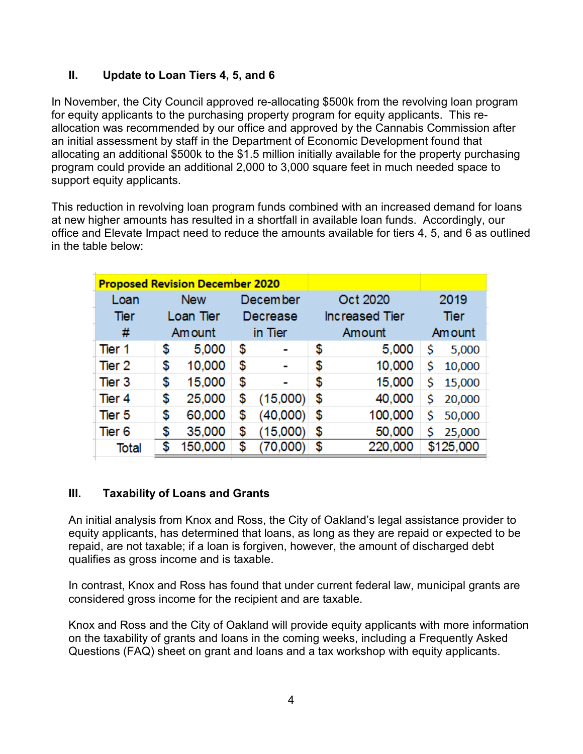## II. Update to Loan Tiers 4, 5, and 6

In November, the City Council approved re-allocating $500k from the revolving loan program for equity applicants to the purchasing property program for equity applicants. This re-allocation was recommended by our office and approved by the Cannabis Commission after an initial assessment by staff in the Department of Economic Development found that allocating an additional $500k to the $1.5 million initially available for the property purchasing program could provide an additional 2,000 to 3,000 square feet in much needed space to support equity applicants.

This reduction in revolving loan program funds combined with an increased demand for loans at new higher amounts has resulted in a shortfall in available loan funds. Accordingly, our office and Elevate Impact need to reduce the amounts available for tiers 4, 5, and 6 as outlined in the table below:

| Proposed Revision December 2020 | | | | |
|---|---|---|---|---|
| Loan Tier # | New Loan Tier Amount | December Decrease in Tier | Oct 2020 Increased Tier Amount | 2019 Tier Amount |
| Tier 1 | $ 5,000 | $ - | $ 5,000 | $ 5,000 |
| Tier 2 | $ 10,000 | $ - | $ 10,000 | $ 10,000 |
| Tier 3 | $ 15,000 | $ - | $ 15,000 | $ 15,000 |
| Tier 4 | $ 25,000 | $ (15,000) | $ 40,000 | $ 20,000 |
| Tier 5 | $ 60,000 | $ (40,000) | $ 100,000 | $ 50,000 |
| Tier 6 | $ 35,000 | $ (15,000) | $ 50,000 | $ 25,000 |
| Total | $ 150,000 | $ (70,000) | $ 220,000 | $125,000 |

## III. Taxability of Loans and Grants

An initial analysis from Knox and Ross, the City of Oakland's legal assistance provider to equity applicants, has determined that loans, as long as they are repaid or expected to be repaid, are not taxable; if a loan is forgiven, however, the amount of discharged debt qualifies as gross income and is taxable.

In contrast, Knox and Ross has found that under current federal law, municipal grants are considered gross income for the recipient and are taxable.

Knox and Ross and the City of Oakland will provide equity applicants with more information on the taxability of grants and loans in the coming weeks, including a Frequently Asked Questions (FAQ) sheet on grant and loans and a tax workshop with equity applicants.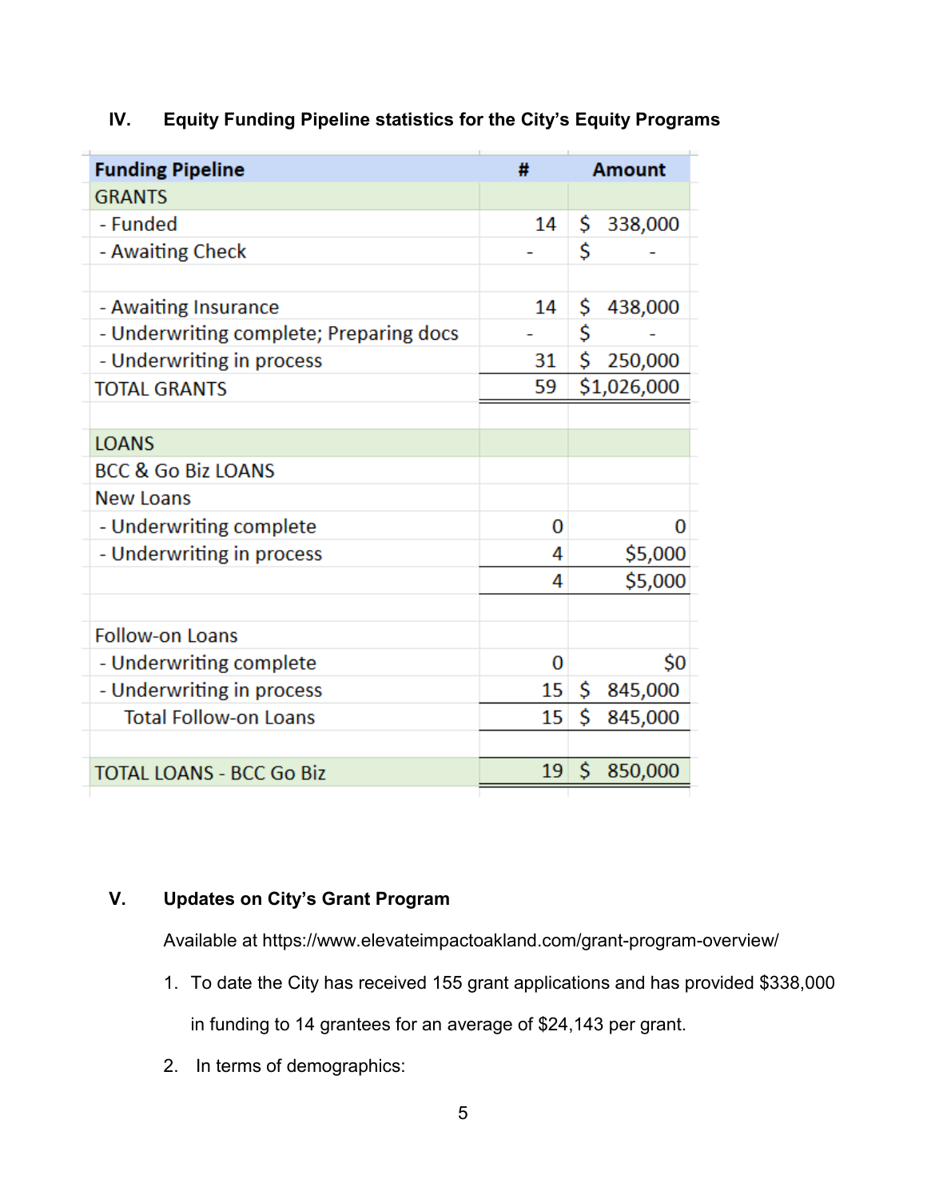## IV. Equity Funding Pipeline statistics for the City's Equity Programs

| Funding Pipeline | # | Amount |
|---|---|---|
| GRANTS | | |
| - Funded | 14 | $ 338,000 |
| - Awaiting Check | - | $ - |
| | | |
| - Awaiting Insurance | 14 | $ 438,000 |
| - Underwriting complete; Preparing docs | - | $ - |
| - Underwriting in process | 31 | $ 250,000 |
| TOTAL GRANTS | 59 | $1,026,000 |
| | | |
| LOANS | | |
| BCC & Go Biz LOANS | | |
| New Loans | | |
| - Underwriting complete | 0 | 0 |
| - Underwriting in process | 4 | $5,000 |
| | 4 | $5,000 |
| | | |
| Follow-on Loans | | |
| - Underwriting complete | 0 | $0 |
| - Underwriting in process | 15 | $ 845,000 |
| Total Follow-on Loans | 15 | $ 845,000 |
| | | |
| TOTAL LOANS - BCC Go Biz | 19 | $ 850,000 |

## V. Updates on City's Grant Program

Available at https://www.elevateimpactoakland.com/grant-program-overview/

1. To date the City has received 155 grant applications and has provided $338,000 in funding to 14 grantees for an average of $24,143 per grant.
2. In terms of demographics: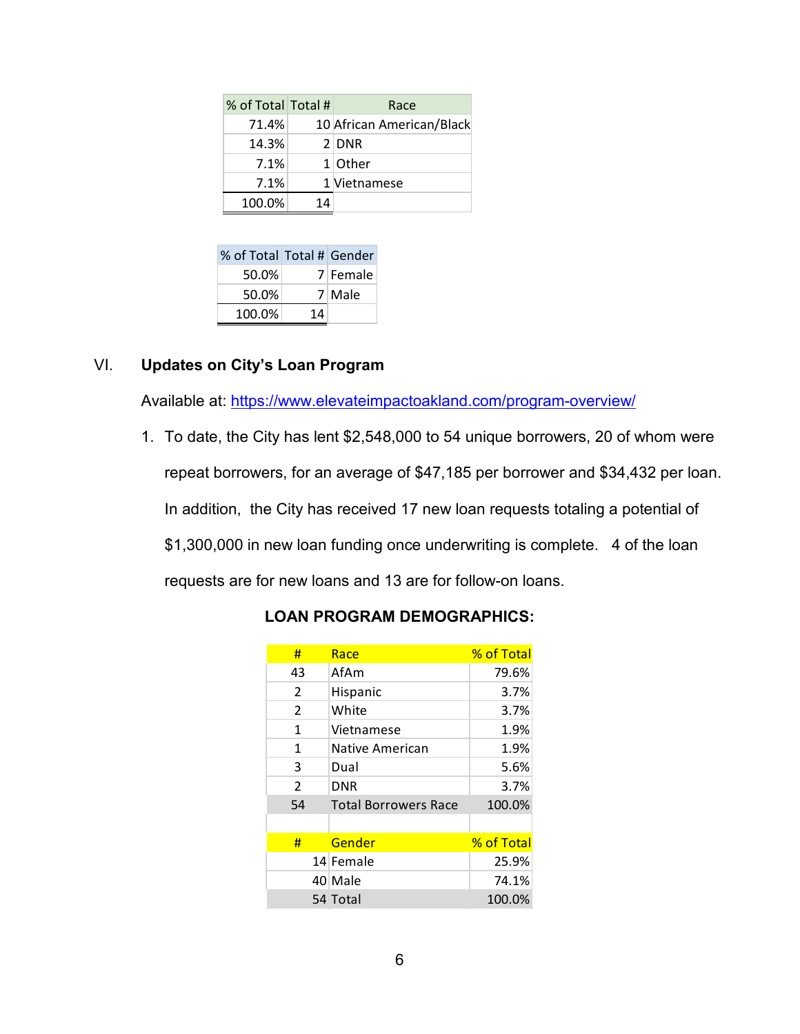| % of Total | Total # | Race |
|---|---|---|
| 71.4% | 10 | African American/Black |
| 14.3% | 2 | DNR |
| 7.1% | 1 | Other |
| 7.1% | 1 | Vietnamese |
| 100.0% | 14 | |

| % of Total | Total # | Gender |
|---|---|---|
| 50.0% | 7 | Female |
| 50.0% | 7 | Male |
| 100.0% | 14 | |

VI. **Updates on City's Loan Program**

Available at: https://www.elevateimpactoakland.com/program-overview/

1. To date, the City has lent $2,548,000 to 54 unique borrowers, 20 of whom were repeat borrowers, for an average of $47,185 per borrower and $34,432 per loan. In addition, the City has received 17 new loan requests totaling a potential of $1,300,000 in new loan funding once underwriting is complete. 4 of the loan requests are for new loans and 13 are for follow-on loans.

**LOAN PROGRAM DEMOGRAPHICS:**

| # | Race | % of Total |
|---|---|---|
| 43 | AfAm | 79.6% |
| 2 | Hispanic | 3.7% |
| 2 | White | 3.7% |
| 1 | Vietnamese | 1.9% |
| 1 | Native American | 1.9% |
| 3 | Dual | 5.6% |
| 2 | DNR | 3.7% |
| 54 | Total Borrowers Race | 100.0% |

| # | Gender | % of Total |
|---|---|---|
| 14 | Female | 25.9% |
| 40 | Male | 74.1% |
| 54 | Total | 100.0% |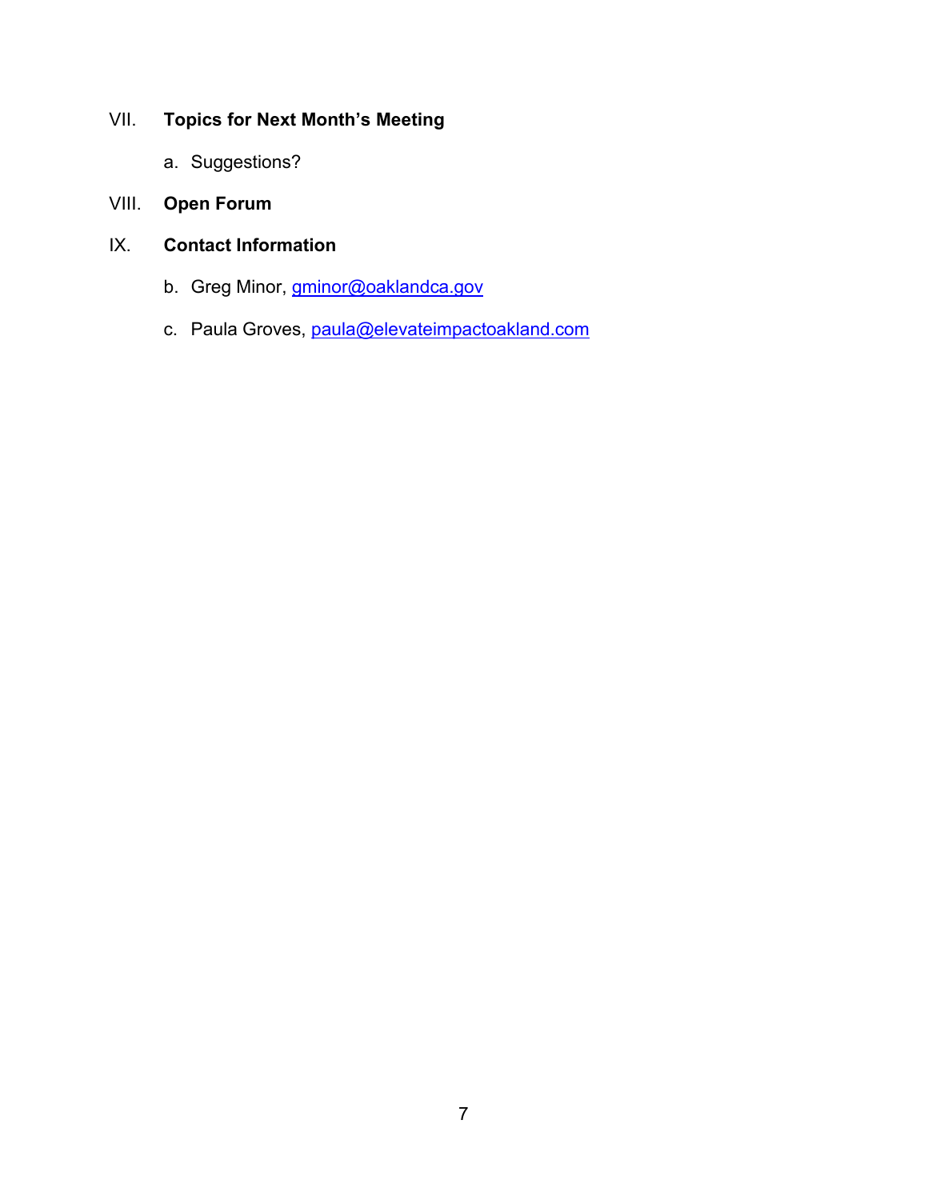VII. **Topics for Next Month's Meeting**

a. Suggestions?

VIII. **Open Forum**

IX. **Contact Information**

b. Greg Minor, gminor@oaklandca.gov

c. Paula Groves, paula@elevateimpactoakland.com